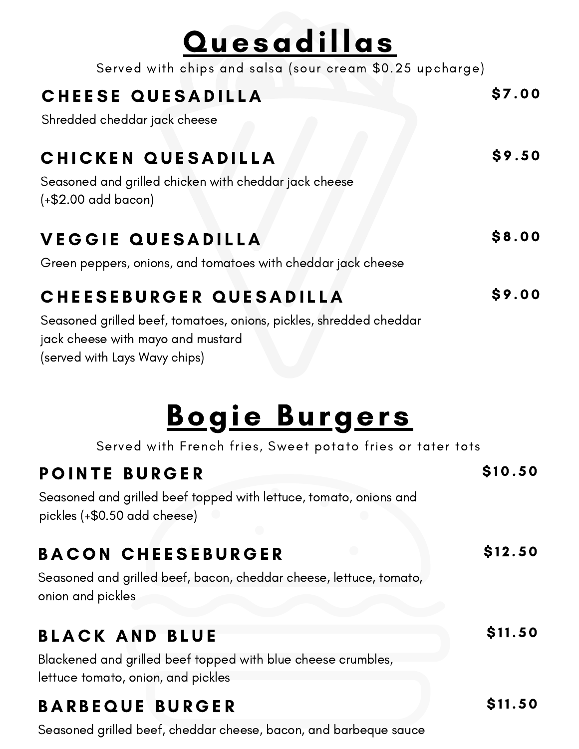# Quesadillas

Served with chips and salsa (sour cream $0.25 upcharge)

### CHEESE QUESADILLA — $7.00

Shredded cheddar jack cheese

### CHICKEN QUESADILLA — $9.50

Seasoned and grilled chicken with cheddar jack cheese
(+$2.00 add bacon)

### VEGGIE QUESADILLA — $8.00

Green peppers, onions, and tomatoes with cheddar jack cheese

### CHEESEBURGER QUESADILLA — $9.00

Seasoned grilled beef, tomatoes, onions, pickles, shredded cheddar jack cheese with mayo and mustard
(served with Lays Wavy chips)

# Bogie Burgers

Served with French fries, Sweet potato fries or tater tots

### POINTE BURGER — $10.50

Seasoned and grilled beef topped with lettuce, tomato, onions and pickles (+$0.50 add cheese)

### BACON CHEESEBURGER — $12.50

Seasoned and grilled beef, bacon, cheddar cheese, lettuce, tomato, onion and pickles

### BLACK AND BLUE — $11.50

Blackened and grilled beef topped with blue cheese crumbles, lettuce tomato, onion, and pickles

### BARBEQUE BURGER — $11.50

Seasoned grilled beef, cheddar cheese, bacon, and barbeque sauce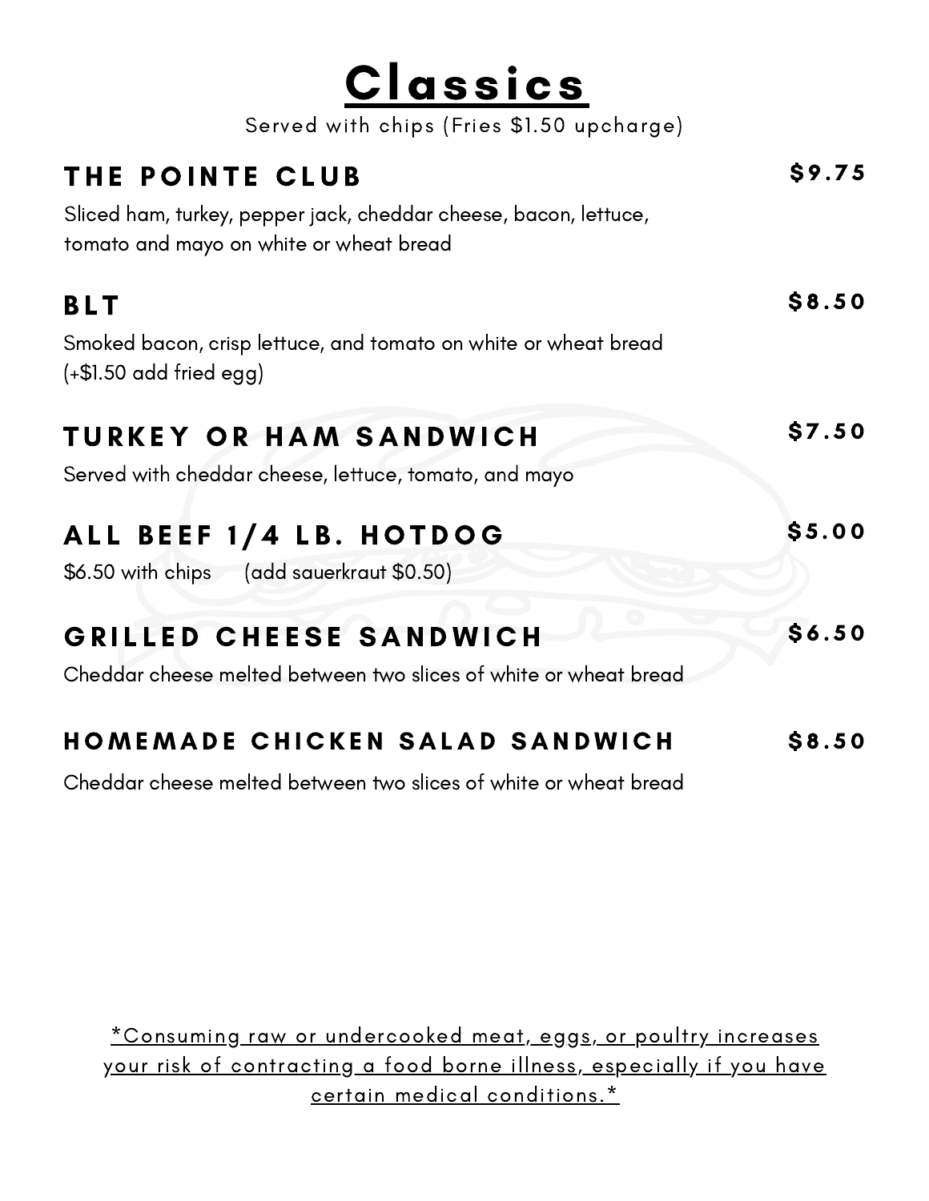# Classics

Served with chips (Fries $1.50 upcharge)

## THE POINTE CLUB — $9.75

Sliced ham, turkey, pepper jack, cheddar cheese, bacon, lettuce, tomato and mayo on white or wheat bread

## BLT — $8.50

Smoked bacon, crisp lettuce, and tomato on white or wheat bread (+$1.50 add fried egg)

## TURKEY OR HAM SANDWICH — $7.50

Served with cheddar cheese, lettuce, tomato, and mayo

## ALL BEEF 1/4 LB. HOTDOG — $5.00

$6.50 with chips (add sauerkraut $0.50)

## GRILLED CHEESE SANDWICH — $6.50

Cheddar cheese melted between two slices of white or wheat bread

## HOMEMADE CHICKEN SALAD SANDWICH — $8.50

Cheddar cheese melted between two slices of white or wheat bread

*Consuming raw or undercooked meat, eggs, or poultry increases your risk of contracting a food borne illness, especially if you have certain medical conditions.*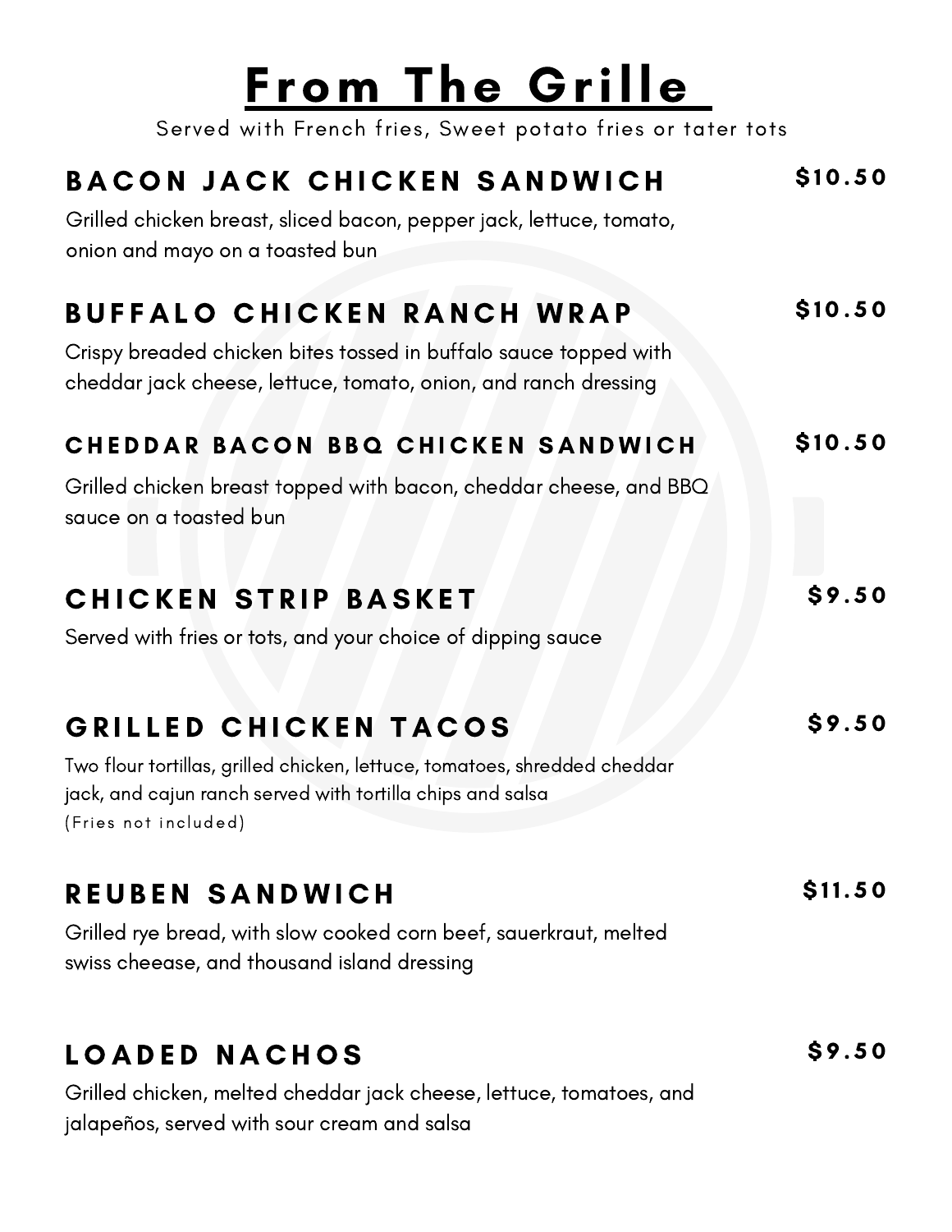# From The Grille

Served with French fries, Sweet potato fries or tater tots

## BACON JACK CHICKEN SANDWICH — $10.50

Grilled chicken breast, sliced bacon, pepper jack, lettuce, tomato, onion and mayo on a toasted bun

## BUFFALO CHICKEN RANCH WRAP — $10.50

Crispy breaded chicken bites tossed in buffalo sauce topped with cheddar jack cheese, lettuce, tomato, onion, and ranch dressing

## CHEDDAR BACON BBQ CHICKEN SANDWICH — $10.50

Grilled chicken breast topped with bacon, cheddar cheese, and BBQ sauce on a toasted bun

## CHICKEN STRIP BASKET — $9.50

Served with fries or tots, and your choice of dipping sauce

## GRILLED CHICKEN TACOS — $9.50

Two flour tortillas, grilled chicken, lettuce, tomatoes, shredded cheddar jack, and cajun ranch served with tortilla chips and salsa
(Fries not included)

## REUBEN SANDWICH — $11.50

Grilled rye bread, with slow cooked corn beef, sauerkraut, melted swiss cheease, and thousand island dressing

## LOADED NACHOS — $9.50

Grilled chicken, melted cheddar jack cheese, lettuce, tomatoes, and jalapeños, served with sour cream and salsa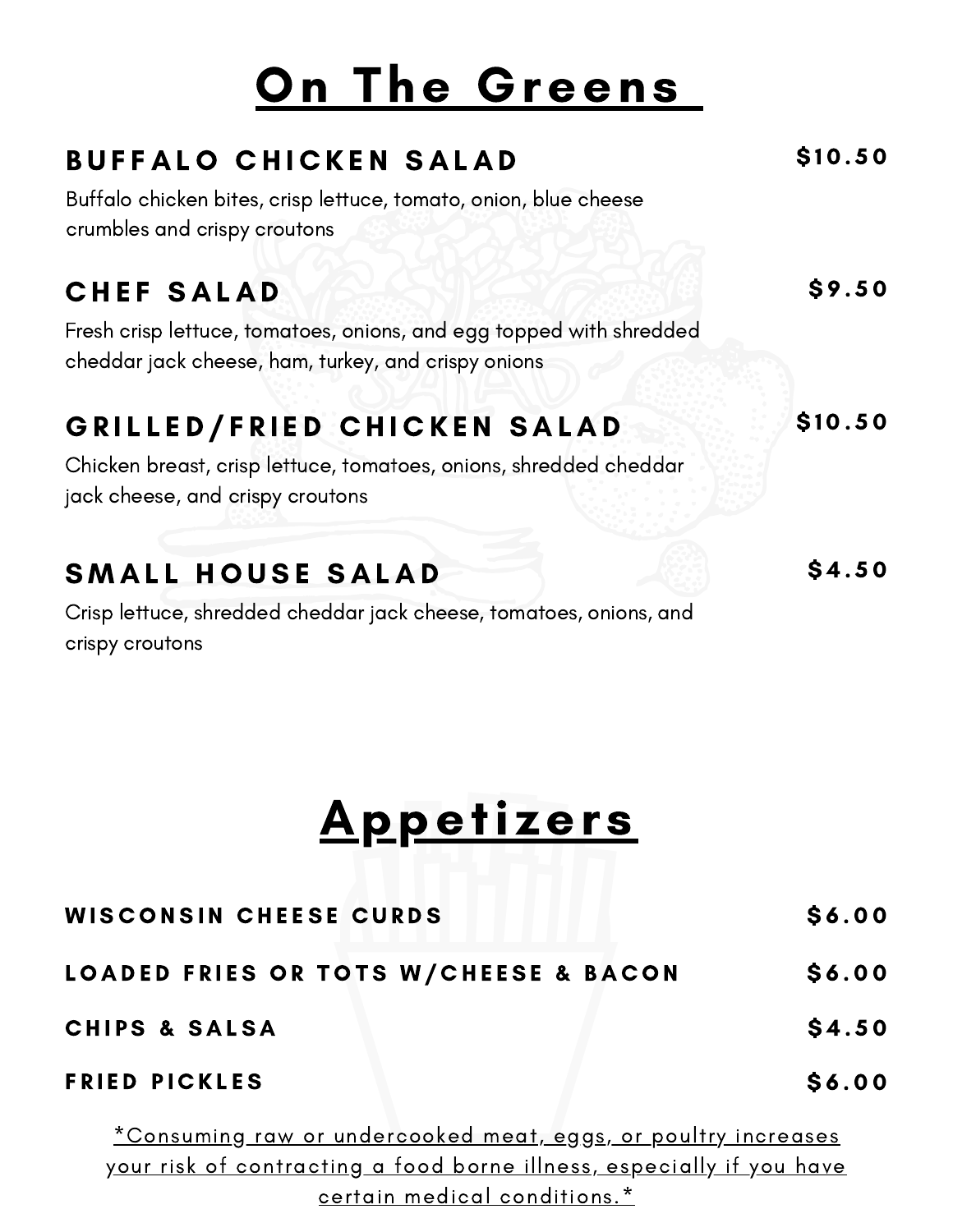# On The Greens

### BUFFALO CHICKEN SALAD — $10.50

Buffalo chicken bites, crisp lettuce, tomato, onion, blue cheese crumbles and crispy croutons

### CHEF SALAD — $9.50

Fresh crisp lettuce, tomatoes, onions, and egg topped with shredded cheddar jack cheese, ham, turkey, and crispy onions

### GRILLED/FRIED CHICKEN SALAD — $10.50

Chicken breast, crisp lettuce, tomatoes, onions, shredded cheddar jack cheese, and crispy croutons

### SMALL HOUSE SALAD — $4.50

Crisp lettuce, shredded cheddar jack cheese, tomatoes, onions, and crispy croutons

# Appetizers

| | |
|---|---|
| WISCONSIN CHEESE CURDS | $6.00 |
| LOADED FRIES OR TOTS W/CHEESE & BACON | $6.00 |
| CHIPS & SALSA | $4.50 |
| FRIED PICKLES | $6.00 |

*Consuming raw or undercooked meat, eggs, or poultry increases your risk of contracting a food borne illness, especially if you have certain medical conditions.*